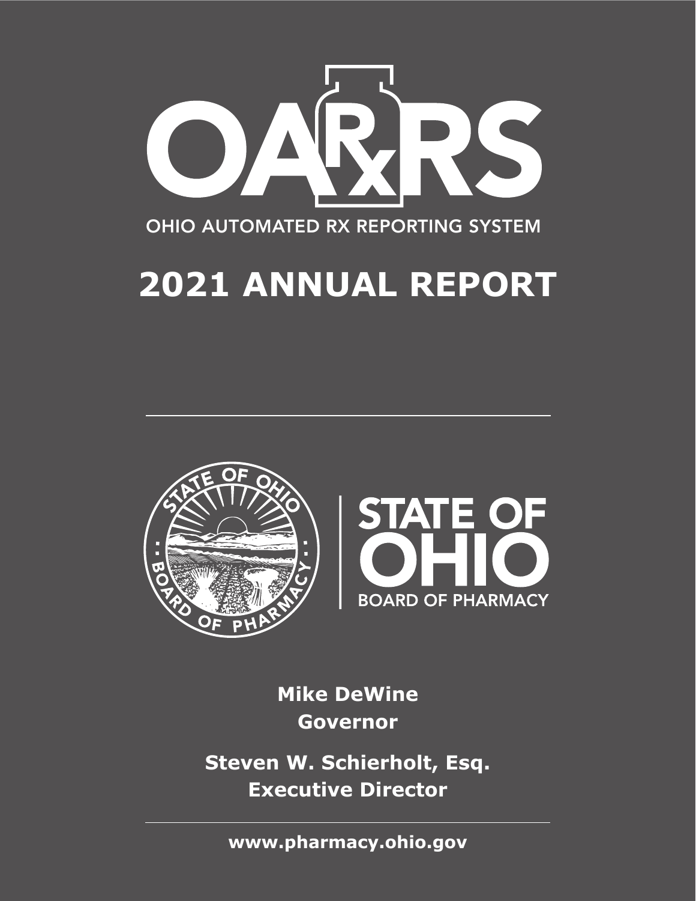# OARRS

OHIO AUTOMATED RX REPORTING SYSTEM

# 2021 ANNUAL REPORT

STATE OF OHIO BOARD OF PHARMACY

STATE OF OHIO

BOARD OF PHARMACY

**Mike DeWine**
**Governor**

**Steven W. Schierholt, Esq.**
**Executive Director**

**www.pharmacy.ohio.gov**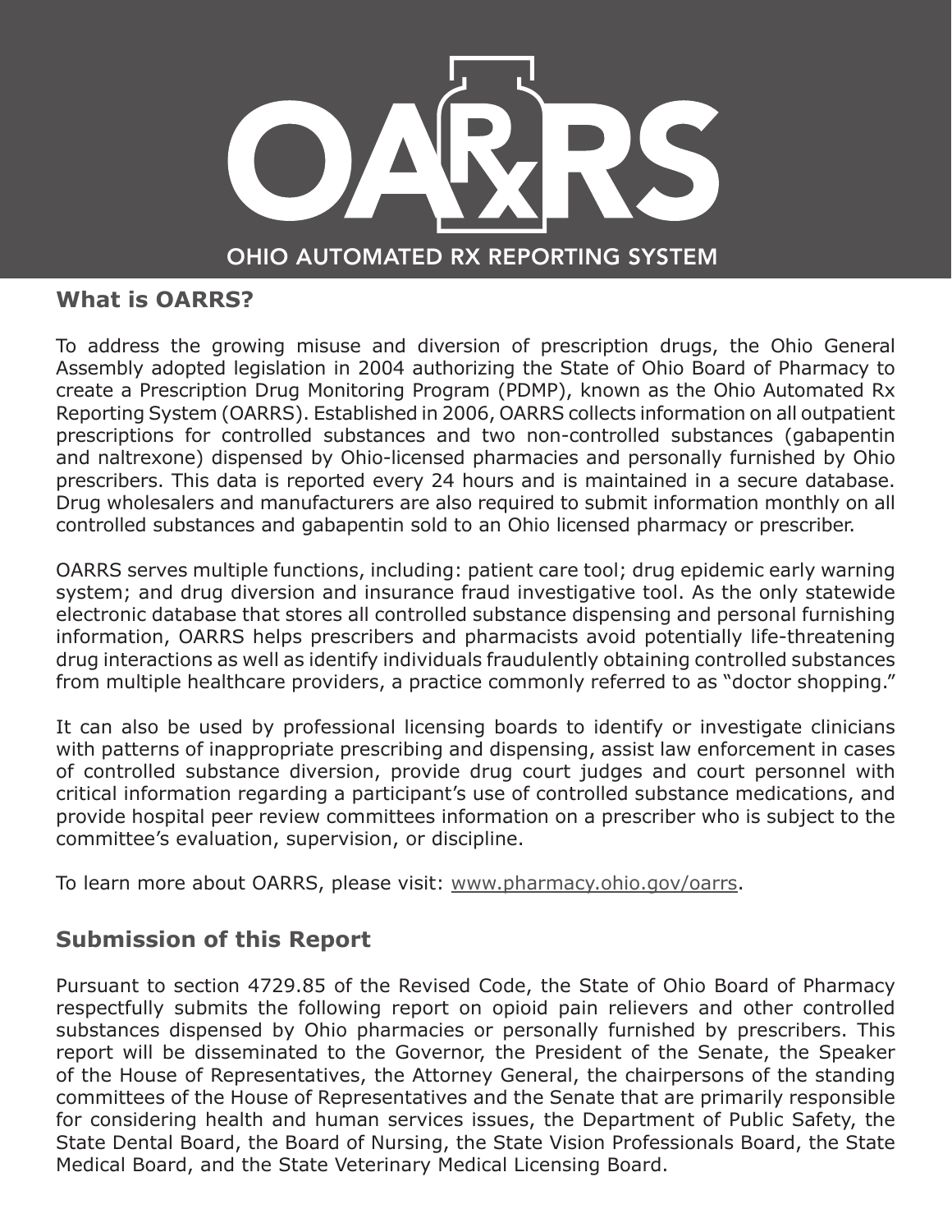# OARRS

OHIO AUTOMATED RX REPORTING SYSTEM

## What is OARRS?

To address the growing misuse and diversion of prescription drugs, the Ohio General Assembly adopted legislation in 2004 authorizing the State of Ohio Board of Pharmacy to create a Prescription Drug Monitoring Program (PDMP), known as the Ohio Automated Rx Reporting System (OARRS). Established in 2006, OARRS collects information on all outpatient prescriptions for controlled substances and two non-controlled substances (gabapentin and naltrexone) dispensed by Ohio-licensed pharmacies and personally furnished by Ohio prescribers. This data is reported every 24 hours and is maintained in a secure database. Drug wholesalers and manufacturers are also required to submit information monthly on all controlled substances and gabapentin sold to an Ohio licensed pharmacy or prescriber.

OARRS serves multiple functions, including: patient care tool; drug epidemic early warning system; and drug diversion and insurance fraud investigative tool. As the only statewide electronic database that stores all controlled substance dispensing and personal furnishing information, OARRS helps prescribers and pharmacists avoid potentially life-threatening drug interactions as well as identify individuals fraudulently obtaining controlled substances from multiple healthcare providers, a practice commonly referred to as "doctor shopping."

It can also be used by professional licensing boards to identify or investigate clinicians with patterns of inappropriate prescribing and dispensing, assist law enforcement in cases of controlled substance diversion, provide drug court judges and court personnel with critical information regarding a participant's use of controlled substance medications, and provide hospital peer review committees information on a prescriber who is subject to the committee's evaluation, supervision, or discipline.

To learn more about OARRS, please visit: www.pharmacy.ohio.gov/oarrs.

## Submission of this Report

Pursuant to section 4729.85 of the Revised Code, the State of Ohio Board of Pharmacy respectfully submits the following report on opioid pain relievers and other controlled substances dispensed by Ohio pharmacies or personally furnished by prescribers. This report will be disseminated to the Governor, the President of the Senate, the Speaker of the House of Representatives, the Attorney General, the chairpersons of the standing committees of the House of Representatives and the Senate that are primarily responsible for considering health and human services issues, the Department of Public Safety, the State Dental Board, the Board of Nursing, the State Vision Professionals Board, the State Medical Board, and the State Veterinary Medical Licensing Board.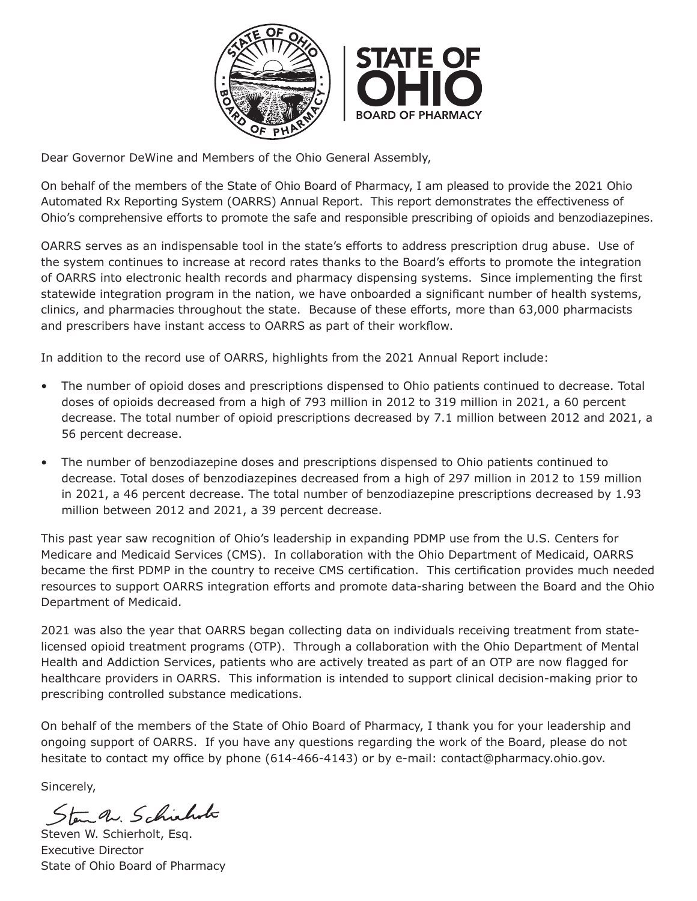Dear Governor DeWine and Members of the Ohio General Assembly,

On behalf of the members of the State of Ohio Board of Pharmacy, I am pleased to provide the 2021 Ohio Automated Rx Reporting System (OARRS) Annual Report. This report demonstrates the effectiveness of Ohio's comprehensive efforts to promote the safe and responsible prescribing of opioids and benzodiazepines.

OARRS serves as an indispensable tool in the state's efforts to address prescription drug abuse. Use of the system continues to increase at record rates thanks to the Board's efforts to promote the integration of OARRS into electronic health records and pharmacy dispensing systems. Since implementing the first statewide integration program in the nation, we have onboarded a significant number of health systems, clinics, and pharmacies throughout the state. Because of these efforts, more than 63,000 pharmacists and prescribers have instant access to OARRS as part of their workflow.

In addition to the record use of OARRS, highlights from the 2021 Annual Report include:

- The number of opioid doses and prescriptions dispensed to Ohio patients continued to decrease. Total doses of opioids decreased from a high of 793 million in 2012 to 319 million in 2021, a 60 percent decrease. The total number of opioid prescriptions decreased by 7.1 million between 2012 and 2021, a 56 percent decrease.
- The number of benzodiazepine doses and prescriptions dispensed to Ohio patients continued to decrease. Total doses of benzodiazepines decreased from a high of 297 million in 2012 to 159 million in 2021, a 46 percent decrease. The total number of benzodiazepine prescriptions decreased by 1.93 million between 2012 and 2021, a 39 percent decrease.

This past year saw recognition of Ohio's leadership in expanding PDMP use from the U.S. Centers for Medicare and Medicaid Services (CMS). In collaboration with the Ohio Department of Medicaid, OARRS became the first PDMP in the country to receive CMS certification. This certification provides much needed resources to support OARRS integration efforts and promote data-sharing between the Board and the Ohio Department of Medicaid.

2021 was also the year that OARRS began collecting data on individuals receiving treatment from state-licensed opioid treatment programs (OTP). Through a collaboration with the Ohio Department of Mental Health and Addiction Services, patients who are actively treated as part of an OTP are now flagged for healthcare providers in OARRS. This information is intended to support clinical decision-making prior to prescribing controlled substance medications.

On behalf of the members of the State of Ohio Board of Pharmacy, I thank you for your leadership and ongoing support of OARRS. If you have any questions regarding the work of the Board, please do not hesitate to contact my office by phone (614-466-4143) or by e-mail: contact@pharmacy.ohio.gov.

Sincerely,

Steven W. Schierholt, Esq.
Executive Director
State of Ohio Board of Pharmacy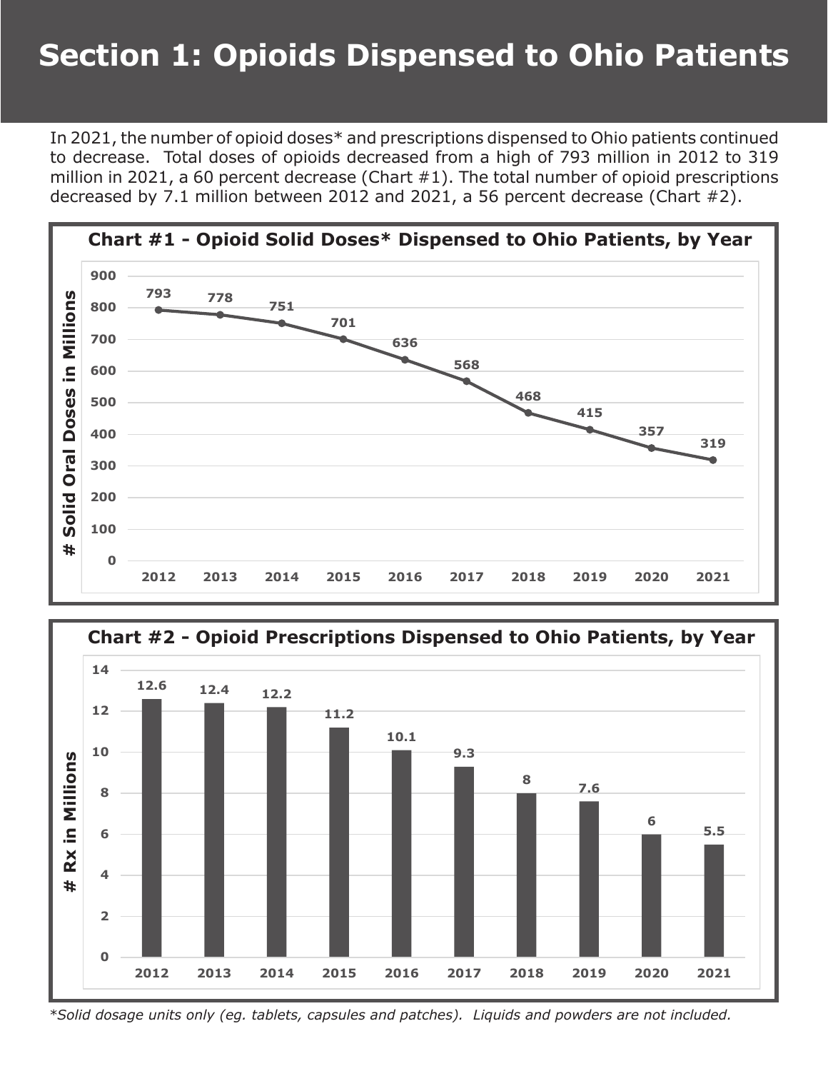# Section 1: Opioids Dispensed to Ohio Patients

In 2021, the number of opioid doses* and prescriptions dispensed to Ohio patients continued to decrease. Total doses of opioids decreased from a high of 793 million in 2012 to 319 million in 2021, a 60 percent decrease (Chart #1). The total number of opioid prescriptions decreased by 7.1 million between 2012 and 2021, a 56 percent decrease (Chart #2).

**Chart #1 - Opioid Solid Doses* Dispensed to Ohio Patients, by Year**

# Solid Oral Doses in Millions

0
100
200
300
400
500
600
700
800
900

2012 2013 2014 2015 2016 2017 2018 2019 2020 2021

793 778 751 701 636 568 468 415 357 319

**Chart #2 - Opioid Prescriptions Dispensed to Ohio Patients, by Year**

# Rx in Millions

0
2
4
6
8
10
12
14

2012 2013 2014 2015 2016 2017 2018 2019 2020 2021

12.6 12.4 12.2 11.2 10.1 9.3 8 7.6 6 5.5

*\*Solid dosage units only (eg. tablets, capsules and patches). Liquids and powders are not included.*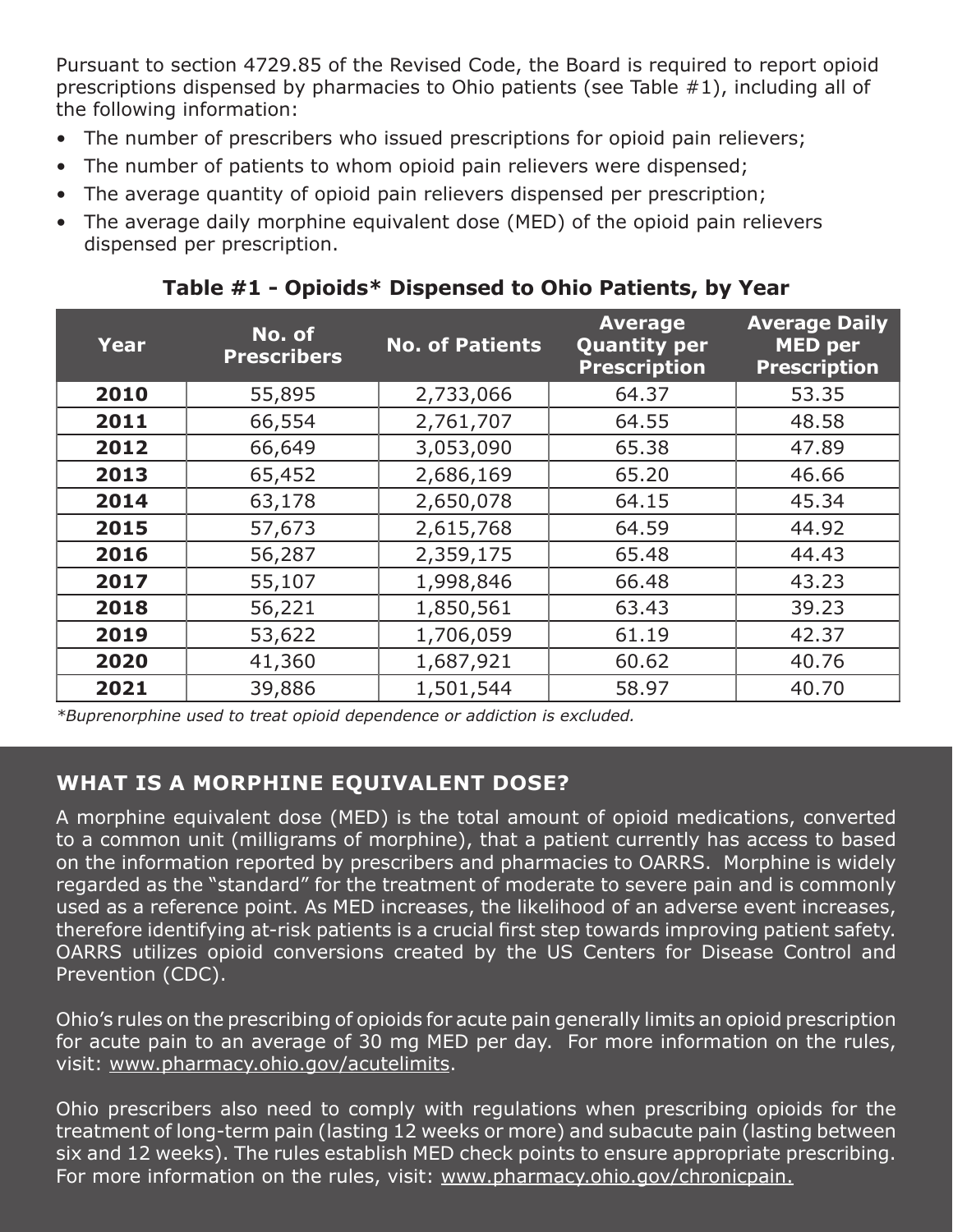Pursuant to section 4729.85 of the Revised Code, the Board is required to report opioid prescriptions dispensed by pharmacies to Ohio patients (see Table #1), including all of the following information:

- The number of prescribers who issued prescriptions for opioid pain relievers;
- The number of patients to whom opioid pain relievers were dispensed;
- The average quantity of opioid pain relievers dispensed per prescription;
- The average daily morphine equivalent dose (MED) of the opioid pain relievers dispensed per prescription.

**Table #1 - Opioids* Dispensed to Ohio Patients, by Year**

| Year | No. of Prescribers | No. of Patients | Average Quantity per Prescription | Average Daily MED per Prescription |
|---|---|---|---|---|
| **2010** | 55,895 | 2,733,066 | 64.37 | 53.35 |
| **2011** | 66,554 | 2,761,707 | 64.55 | 48.58 |
| **2012** | 66,649 | 3,053,090 | 65.38 | 47.89 |
| **2013** | 65,452 | 2,686,169 | 65.20 | 46.66 |
| **2014** | 63,178 | 2,650,078 | 64.15 | 45.34 |
| **2015** | 57,673 | 2,615,768 | 64.59 | 44.92 |
| **2016** | 56,287 | 2,359,175 | 65.48 | 44.43 |
| **2017** | 55,107 | 1,998,846 | 66.48 | 43.23 |
| **2018** | 56,221 | 1,850,561 | 63.43 | 39.23 |
| **2019** | 53,622 | 1,706,059 | 61.19 | 42.37 |
| **2020** | 41,360 | 1,687,921 | 60.62 | 40.76 |
| **2021** | 39,886 | 1,501,544 | 58.97 | 40.70 |

*\*Buprenorphine used to treat opioid dependence or addiction is excluded.*

## WHAT IS A MORPHINE EQUIVALENT DOSE?

A morphine equivalent dose (MED) is the total amount of opioid medications, converted to a common unit (milligrams of morphine), that a patient currently has access to based on the information reported by prescribers and pharmacies to OARRS. Morphine is widely regarded as the "standard" for the treatment of moderate to severe pain and is commonly used as a reference point. As MED increases, the likelihood of an adverse event increases, therefore identifying at-risk patients is a crucial first step towards improving patient safety. OARRS utilizes opioid conversions created by the US Centers for Disease Control and Prevention (CDC).

Ohio's rules on the prescribing of opioids for acute pain generally limits an opioid prescription for acute pain to an average of 30 mg MED per day. For more information on the rules, visit: www.pharmacy.ohio.gov/acutelimits.

Ohio prescribers also need to comply with regulations when prescribing opioids for the treatment of long-term pain (lasting 12 weeks or more) and subacute pain (lasting between six and 12 weeks). The rules establish MED check points to ensure appropriate prescribing. For more information on the rules, visit: www.pharmacy.ohio.gov/chronicpain.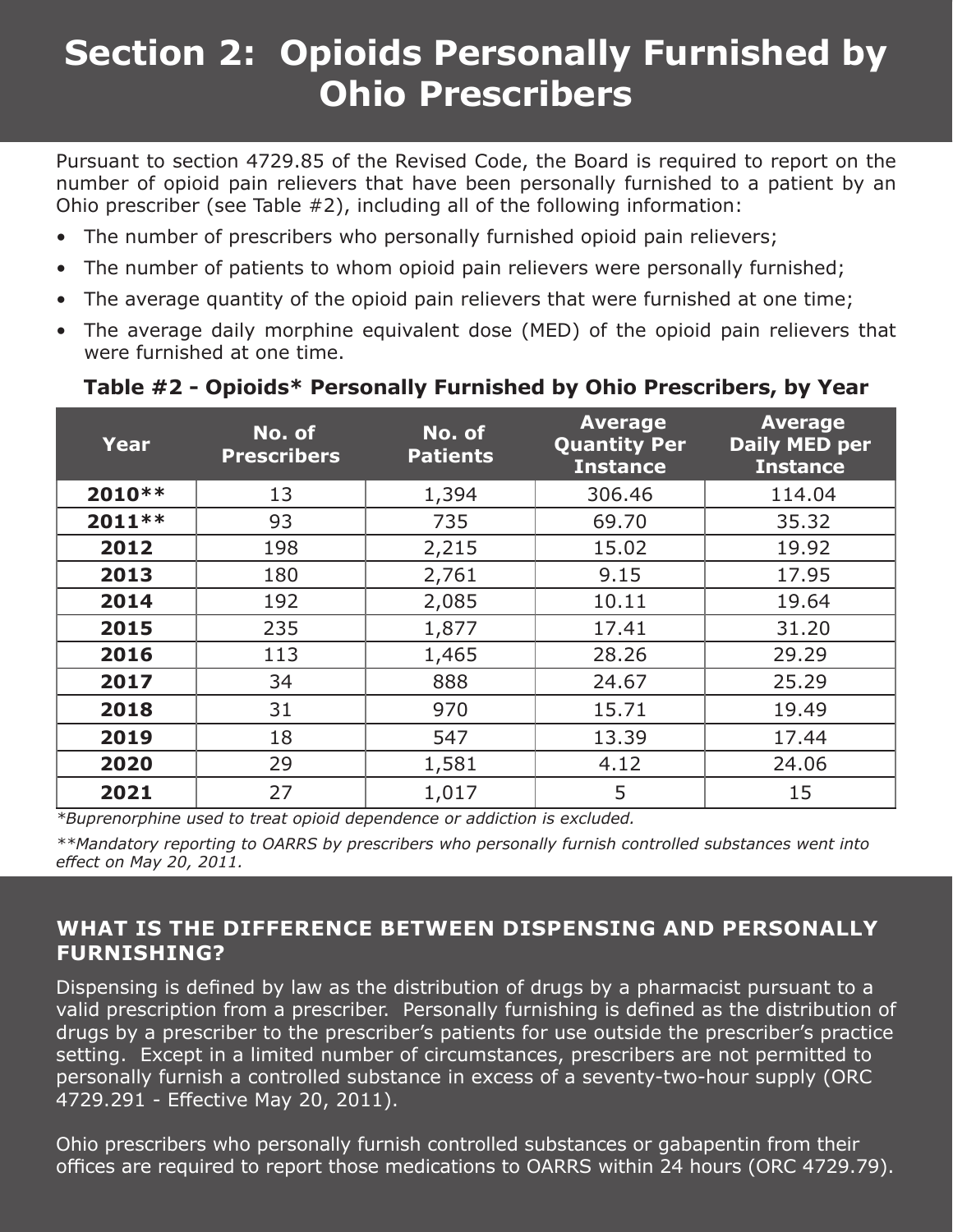# Section 2: Opioids Personally Furnished by Ohio Prescribers

Pursuant to section 4729.85 of the Revised Code, the Board is required to report on the number of opioid pain relievers that have been personally furnished to a patient by an Ohio prescriber (see Table #2), including all of the following information:

- The number of prescribers who personally furnished opioid pain relievers;
- The number of patients to whom opioid pain relievers were personally furnished;
- The average quantity of the opioid pain relievers that were furnished at one time;
- The average daily morphine equivalent dose (MED) of the opioid pain relievers that were furnished at one time.

**Table #2 - Opioids* Personally Furnished by Ohio Prescribers, by Year**

| Year | No. of Prescribers | No. of Patients | Average Quantity Per Instance | Average Daily MED per Instance |
|---|---|---|---|---|
| **2010**** | 13 | 1,394 | 306.46 | 114.04 |
| **2011**** | 93 | 735 | 69.70 | 35.32 |
| **2012** | 198 | 2,215 | 15.02 | 19.92 |
| **2013** | 180 | 2,761 | 9.15 | 17.95 |
| **2014** | 192 | 2,085 | 10.11 | 19.64 |
| **2015** | 235 | 1,877 | 17.41 | 31.20 |
| **2016** | 113 | 1,465 | 28.26 | 29.29 |
| **2017** | 34 | 888 | 24.67 | 25.29 |
| **2018** | 31 | 970 | 15.71 | 19.49 |
| **2019** | 18 | 547 | 13.39 | 17.44 |
| **2020** | 29 | 1,581 | 4.12 | 24.06 |
| **2021** | 27 | 1,017 | 5 | 15 |

*\*Buprenorphine used to treat opioid dependence or addiction is excluded.*

*\*\*Mandatory reporting to OARRS by prescribers who personally furnish controlled substances went into effect on May 20, 2011.*

### WHAT IS THE DIFFERENCE BETWEEN DISPENSING AND PERSONALLY FURNISHING?

Dispensing is defined by law as the distribution of drugs by a pharmacist pursuant to a valid prescription from a prescriber. Personally furnishing is defined as the distribution of drugs by a prescriber to the prescriber's patients for use outside the prescriber's practice setting. Except in a limited number of circumstances, prescribers are not permitted to personally furnish a controlled substance in excess of a seventy-two-hour supply (ORC 4729.291 - Effective May 20, 2011).

Ohio prescribers who personally furnish controlled substances or gabapentin from their offices are required to report those medications to OARRS within 24 hours (ORC 4729.79).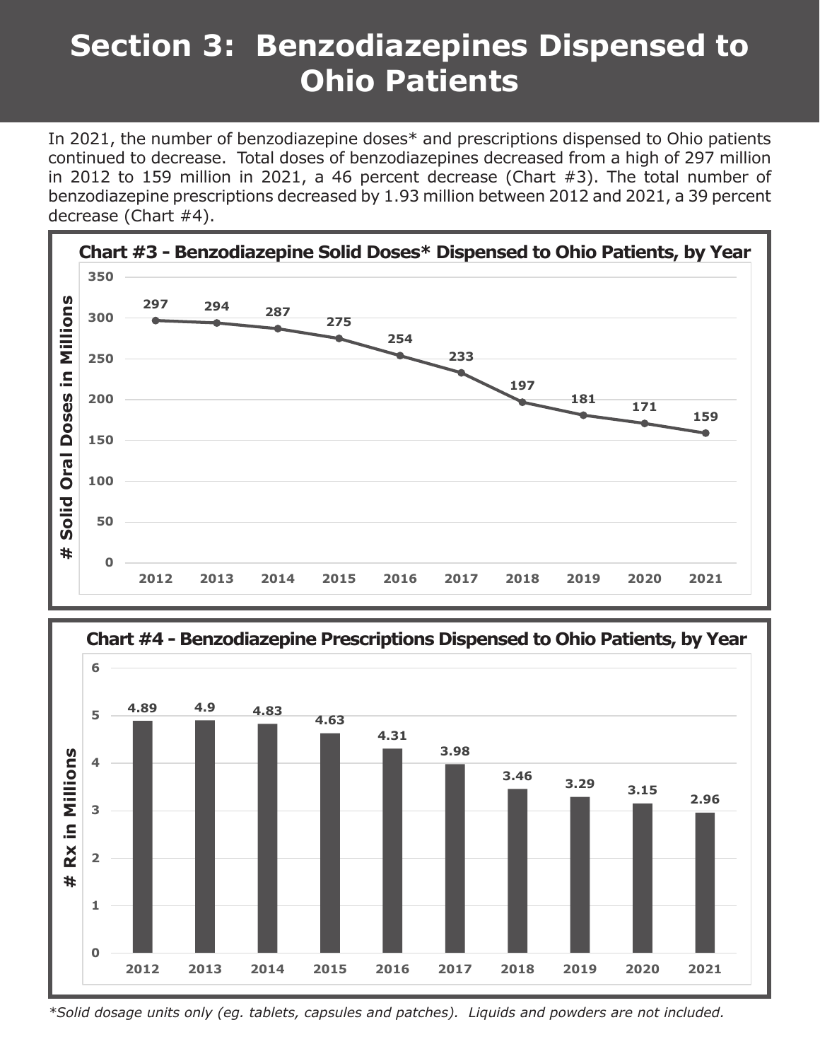# Section 3: Benzodiazepines Dispensed to Ohio Patients

In 2021, the number of benzodiazepine doses* and prescriptions dispensed to Ohio patients continued to decrease. Total doses of benzodiazepines decreased from a high of 297 million in 2012 to 159 million in 2021, a 46 percent decrease (Chart #3). The total number of benzodiazepine prescriptions decreased by 1.93 million between 2012 and 2021, a 39 percent decrease (Chart #4).

**Chart #3 - Benzodiazepine Solid Doses* Dispensed to Ohio Patients, by Year**

# Solid Oral Doses in Millions

350
300
250
200
150
100
50
0

2012: 297
2013: 294
2014: 287
2015: 275
2016: 254
2017: 233
2018: 197
2019: 181
2020: 171
2021: 159

**Chart #4 - Benzodiazepine Prescriptions Dispensed to Ohio Patients, by Year**

# Rx in Millions

6
5
4
3
2
1
0

2012: 4.89
2013: 4.9
2014: 4.83
2015: 4.63
2016: 4.31
2017: 3.98
2018: 3.46
2019: 3.29
2020: 3.15
2021: 2.96

*\*Solid dosage units only (eg. tablets, capsules and patches). Liquids and powders are not included.*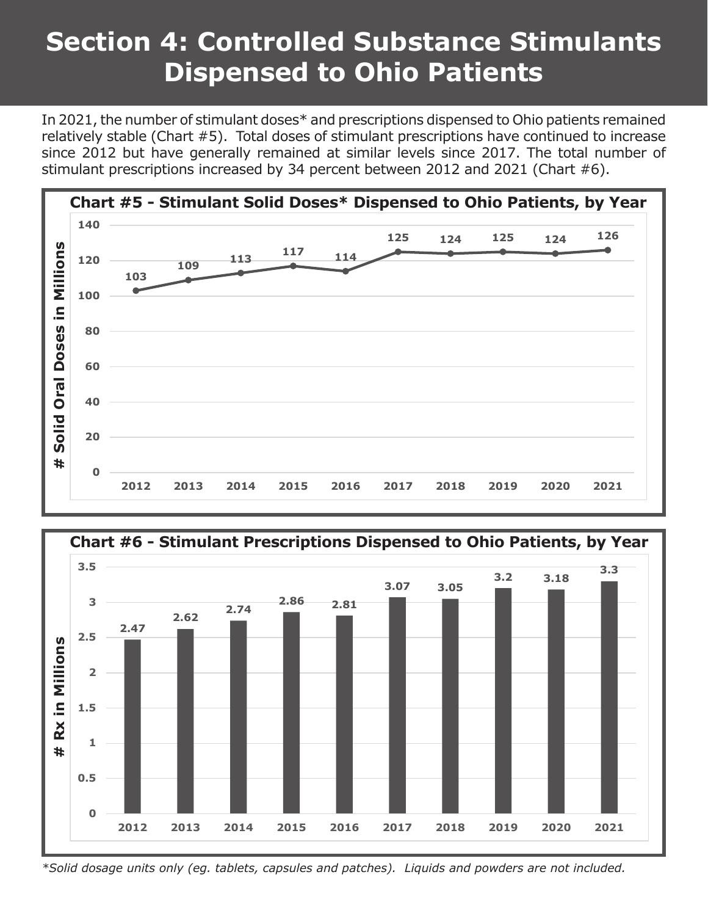# Section 4: Controlled Substance Stimulants Dispensed to Ohio Patients

In 2021, the number of stimulant doses* and prescriptions dispensed to Ohio patients remained relatively stable (Chart #5). Total doses of stimulant prescriptions have continued to increase since 2012 but have generally remained at similar levels since 2017. The total number of stimulant prescriptions increased by 34 percent between 2012 and 2021 (Chart #6).

**Chart #5 - Stimulant Solid Doses* Dispensed to Ohio Patients, by Year**

# Solid Oral Doses in Millions

0
20
40
60
80
100
120
140

2012 2013 2014 2015 2016 2017 2018 2019 2020 2021

103 109 113 117 114 125 124 125 124 126

**Chart #6 - Stimulant Prescriptions Dispensed to Ohio Patients, by Year**

# Rx in Millions

0
0.5
1
1.5
2
2.5
3
3.5

2012 2013 2014 2015 2016 2017 2018 2019 2020 2021

2.47 2.62 2.74 2.86 2.81 3.07 3.05 3.2 3.18 3.3

*\*Solid dosage units only (eg. tablets, capsules and patches). Liquids and powders are not included.*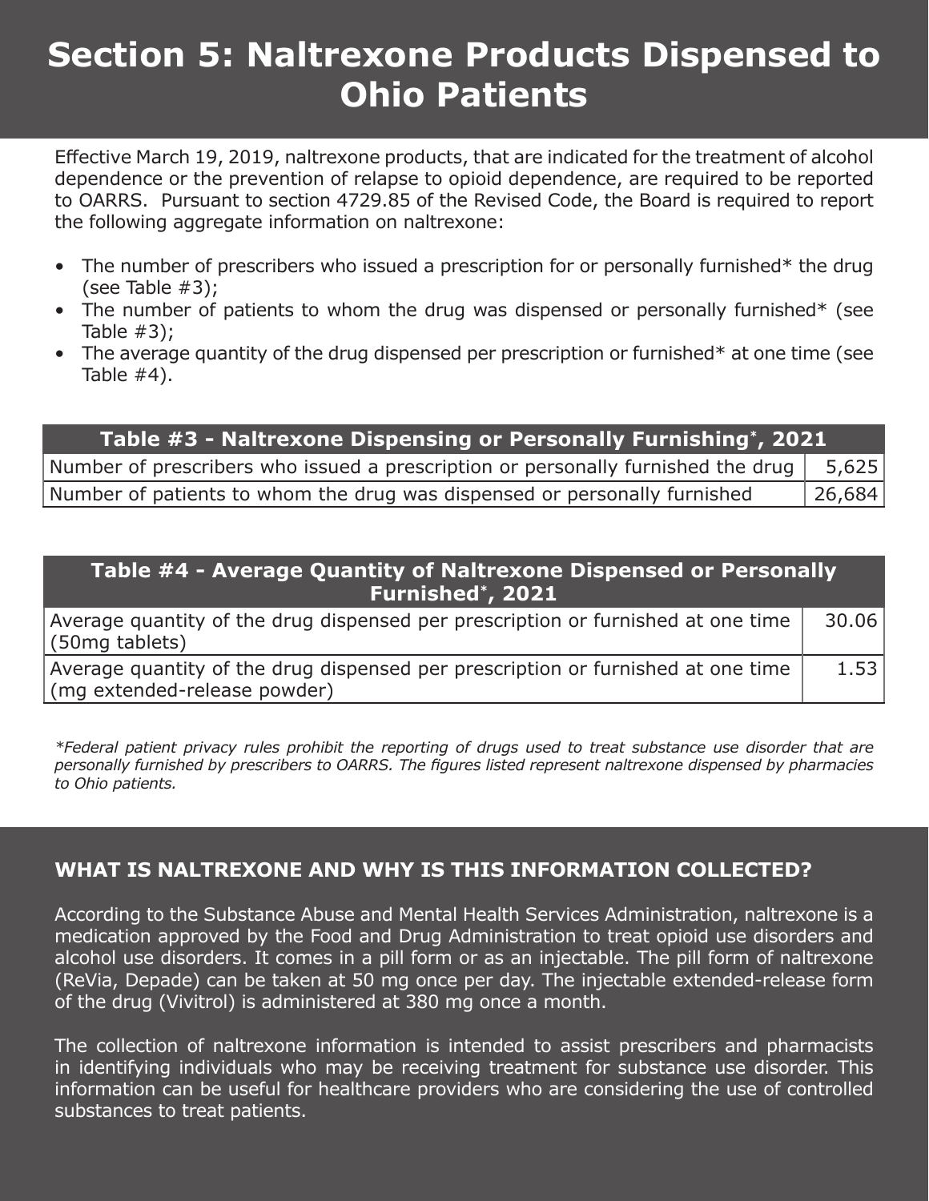# Section 5: Naltrexone Products Dispensed to Ohio Patients

Effective March 19, 2019, naltrexone products, that are indicated for the treatment of alcohol dependence or the prevention of relapse to opioid dependence, are required to be reported to OARRS. Pursuant to section 4729.85 of the Revised Code, the Board is required to report the following aggregate information on naltrexone:

- The number of prescribers who issued a prescription for or personally furnished* the drug (see Table #3);
- The number of patients to whom the drug was dispensed or personally furnished* (see Table #3);
- The average quantity of the drug dispensed per prescription or furnished* at one time (see Table #4).

| Table #3 - Naltrexone Dispensing or Personally Furnishing*, 2021 | |
|---|---|
| Number of prescribers who issued a prescription or personally furnished the drug | 5,625 |
| Number of patients to whom the drug was dispensed or personally furnished | 26,684 |

| Table #4 - Average Quantity of Naltrexone Dispensed or Personally Furnished*, 2021 | |
|---|---|
| Average quantity of the drug dispensed per prescription or furnished at one time (50mg tablets) | 30.06 |
| Average quantity of the drug dispensed per prescription or furnished at one time (mg extended-release powder) | 1.53 |

*\*Federal patient privacy rules prohibit the reporting of drugs used to treat substance use disorder that are personally furnished by prescribers to OARRS. The figures listed represent naltrexone dispensed by pharmacies to Ohio patients.*

## WHAT IS NALTREXONE AND WHY IS THIS INFORMATION COLLECTED?

According to the Substance Abuse and Mental Health Services Administration, naltrexone is a medication approved by the Food and Drug Administration to treat opioid use disorders and alcohol use disorders. It comes in a pill form or as an injectable. The pill form of naltrexone (ReVia, Depade) can be taken at 50 mg once per day. The injectable extended-release form of the drug (Vivitrol) is administered at 380 mg once a month.

The collection of naltrexone information is intended to assist prescribers and pharmacists in identifying individuals who may be receiving treatment for substance use disorder. This information can be useful for healthcare providers who are considering the use of controlled substances to treat patients.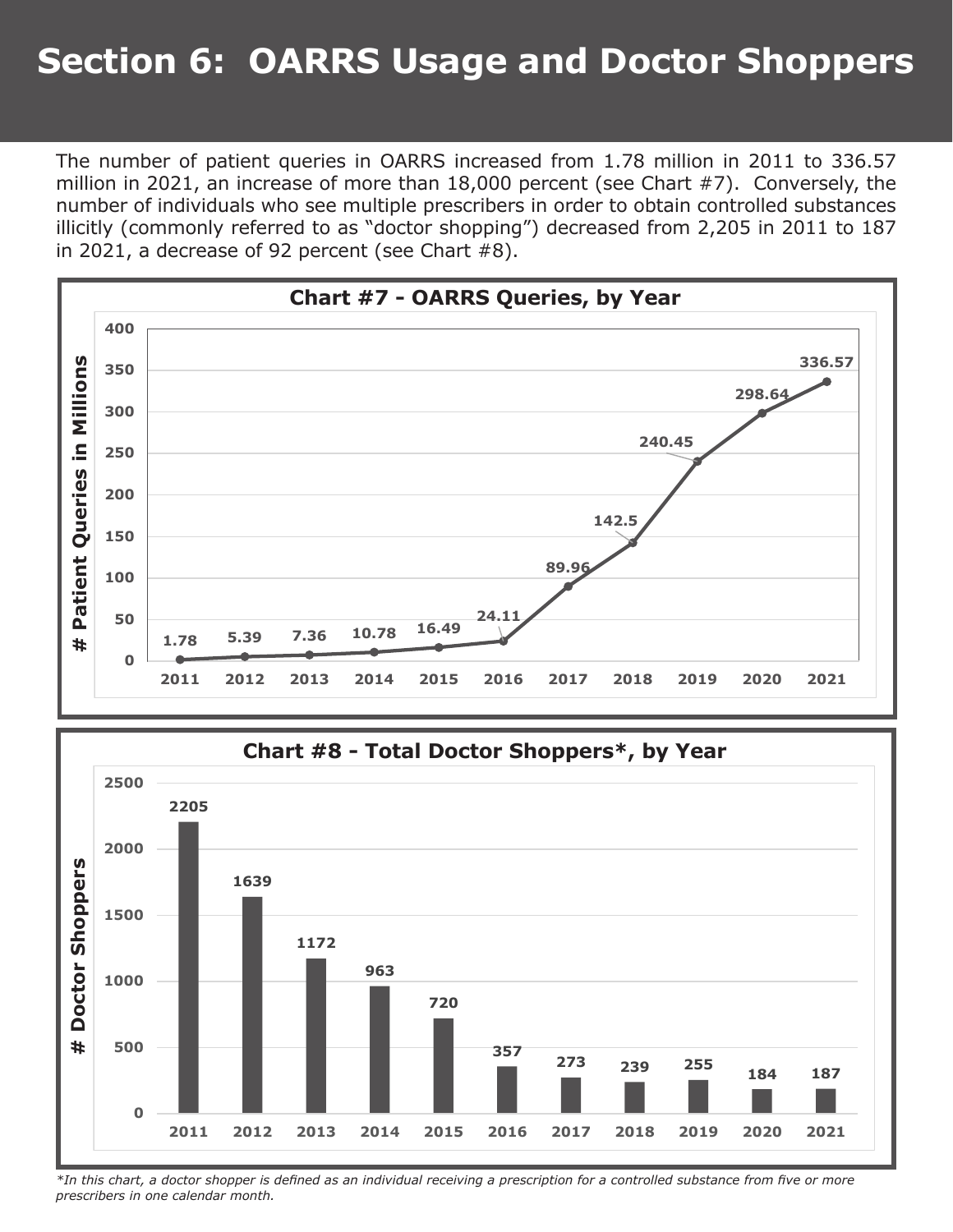# Section 6: OARRS Usage and Doctor Shoppers

The number of patient queries in OARRS increased from 1.78 million in 2011 to 336.57 million in 2021, an increase of more than 18,000 percent (see Chart #7). Conversely, the number of individuals who see multiple prescribers in order to obtain controlled substances illicitly (commonly referred to as "doctor shopping") decreased from 2,205 in 2011 to 187 in 2021, a decrease of 92 percent (see Chart #8).

**Chart #7 - OARRS Queries, by Year**

# Patient Queries in Millions

0
50
100
150
200
250
300
350
400

1.78
5.39
7.36
10.78
16.49
24.11
89.96
142.5
240.45
298.64
336.57

2011
2012
2013
2014
2015
2016
2017
2018
2019
2020
2021

**Chart #8 - Total Doctor Shoppers*, by Year**

# Doctor Shoppers

0
500
1000
1500
2000
2500

2205
1639
1172
963
720
357
273
239
255
184
187

2011
2012
2013
2014
2015
2016
2017
2018
2019
2020
2021

*\*In this chart, a doctor shopper is defined as an individual receiving a prescription for a controlled substance from five or more prescribers in one calendar month.*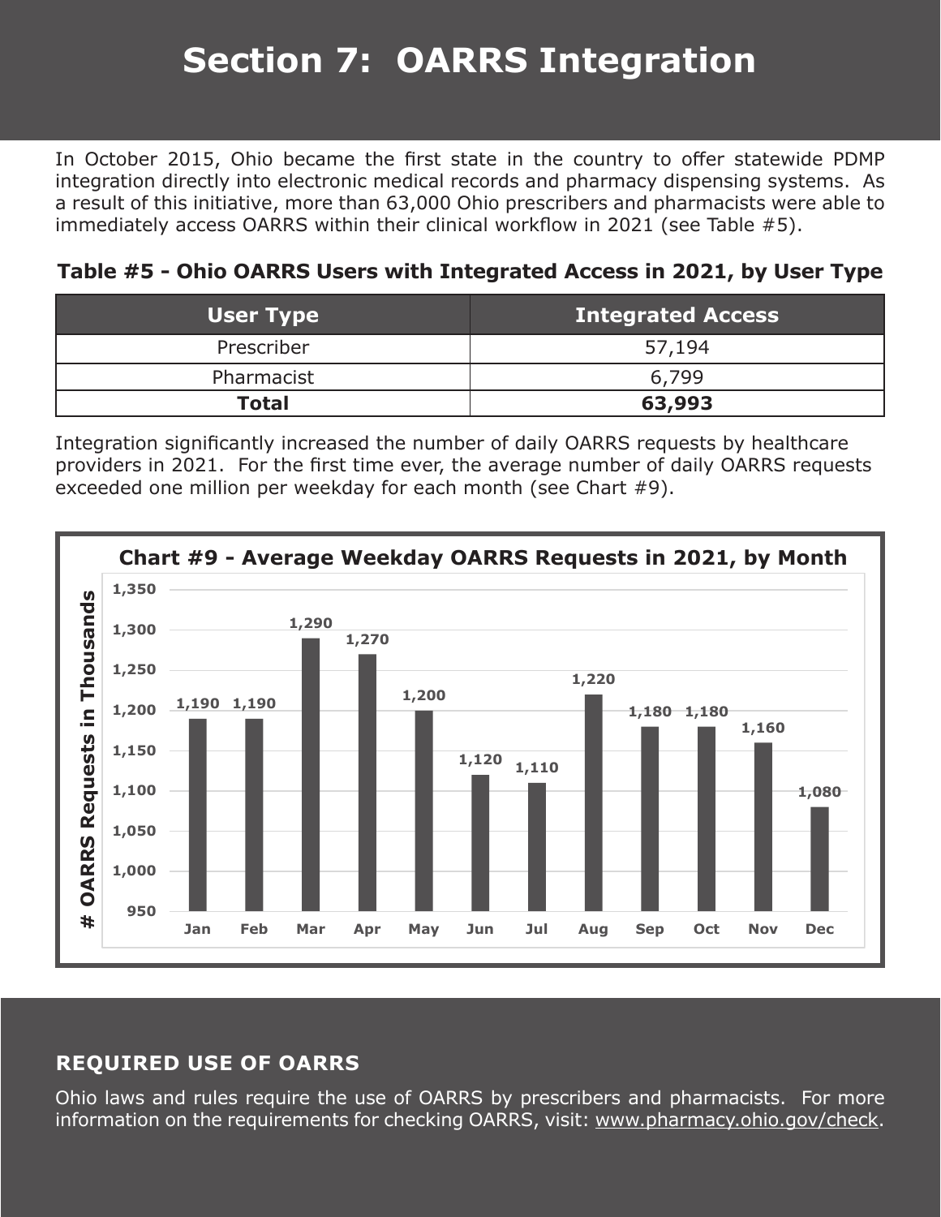# Section 7: OARRS Integration

In October 2015, Ohio became the first state in the country to offer statewide PDMP integration directly into electronic medical records and pharmacy dispensing systems. As a result of this initiative, more than 63,000 Ohio prescribers and pharmacists were able to immediately access OARRS within their clinical workflow in 2021 (see Table #5).

**Table #5 - Ohio OARRS Users with Integrated Access in 2021, by User Type**

| User Type | Integrated Access |
|---|---|
| Prescriber | 57,194 |
| Pharmacist | 6,799 |
| **Total** | **63,993** |

Integration significantly increased the number of daily OARRS requests by healthcare providers in 2021. For the first time ever, the average number of daily OARRS requests exceeded one million per weekday for each month (see Chart #9).

**Chart #9 - Average Weekday OARRS Requests in 2021, by Month**

# OARRS Requests in Thousands

1,350
1,300
1,250
1,200
1,150
1,100
1,050
1,000
950

Jan 1,190
Feb 1,190
Mar 1,290
Apr 1,270
May 1,200
Jun 1,120
Jul 1,110
Aug 1,220
Sep 1,180
Oct 1,180
Nov 1,160
Dec 1,080

## REQUIRED USE OF OARRS

Ohio laws and rules require the use of OARRS by prescribers and pharmacists. For more information on the requirements for checking OARRS, visit: www.pharmacy.ohio.gov/check.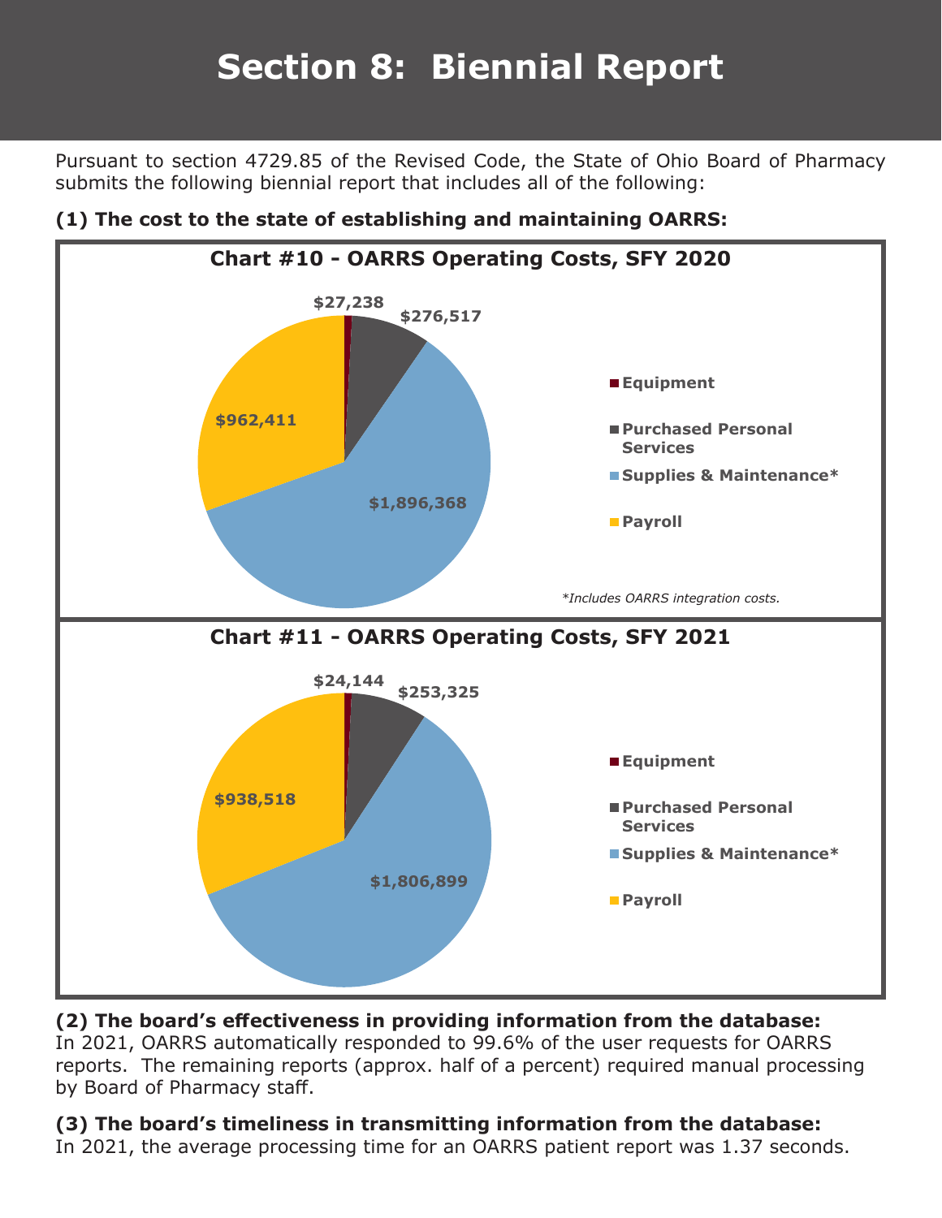# Section 8: Biennial Report

Pursuant to section 4729.85 of the Revised Code, the State of Ohio Board of Pharmacy submits the following biennial report that includes all of the following:

**(1) The cost to the state of establishing and maintaining OARRS:**

**Chart #10 - OARRS Operating Costs, SFY 2020**

$27,238

$276,517

$962,411

$1,896,368

Equipment

Purchased Personal Services

Supplies & Maintenance*

Payroll

*Includes OARRS integration costs.*

**Chart #11 - OARRS Operating Costs, SFY 2021**

$24,144

$253,325

$938,518

$1,806,899

Equipment

Purchased Personal Services

Supplies & Maintenance*

Payroll

**(2) The board's effectiveness in providing information from the database:**
In 2021, OARRS automatically responded to 99.6% of the user requests for OARRS reports. The remaining reports (approx. half of a percent) required manual processing by Board of Pharmacy staff.

**(3) The board's timeliness in transmitting information from the database:**
In 2021, the average processing time for an OARRS patient report was 1.37 seconds.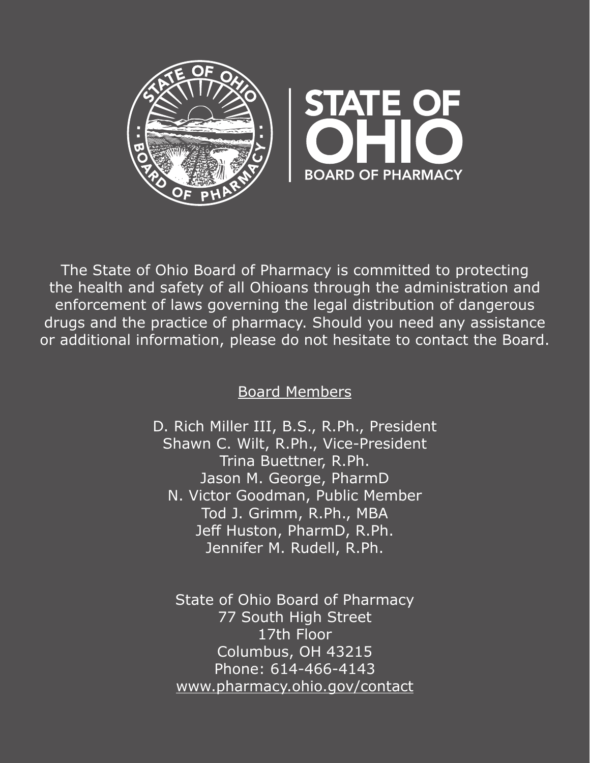STATE OF OHIO
BOARD OF PHARMACY

The State of Ohio Board of Pharmacy is committed to protecting the health and safety of all Ohioans through the administration and enforcement of laws governing the legal distribution of dangerous drugs and the practice of pharmacy. Should you need any assistance or additional information, please do not hesitate to contact the Board.

Board Members

D. Rich Miller III, B.S., R.Ph., President
Shawn C. Wilt, R.Ph., Vice-President
Trina Buettner, R.Ph.
Jason M. George, PharmD
N. Victor Goodman, Public Member
Tod J. Grimm, R.Ph., MBA
Jeff Huston, PharmD, R.Ph.
Jennifer M. Rudell, R.Ph.

State of Ohio Board of Pharmacy
77 South High Street
17th Floor
Columbus, OH 43215
Phone: 614-466-4143
www.pharmacy.ohio.gov/contact